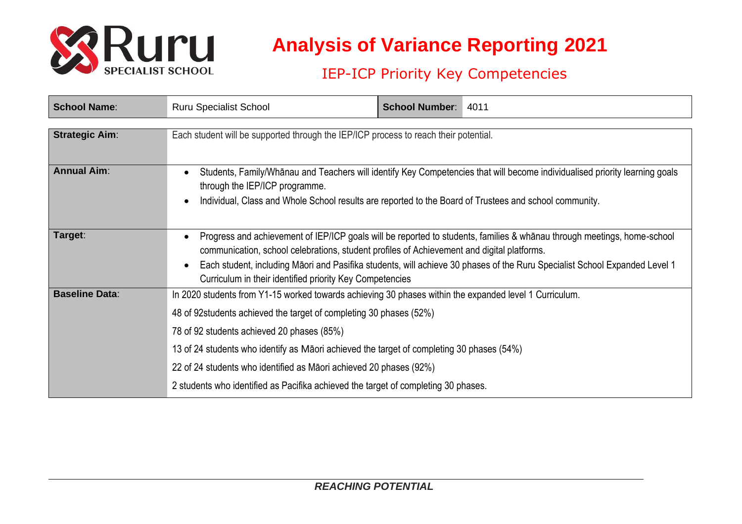# Analysis of Variance Reporting 2021

## IEP-ICP Priority Key Competencies

| **School Name**: | Ruru Specialist School | **School Number**: | 4011 |
|---|---|---|---|

| | |
|---|---|
| **Strategic Aim**: | Each student will be supported through the IEP/ICP process to reach their potential. |
| **Annual Aim**: | • Students, Family/Whānau and Teachers will identify Key Competencies that will become individualised priority learning goals through the IEP/ICP programme.<br>• Individual, Class and Whole School results are reported to the Board of Trustees and school community. |
| **Target**: | • Progress and achievement of IEP/ICP goals will be reported to students, families & whānau through meetings, home-school communication, school celebrations, student profiles of Achievement and digital platforms.<br>• Each student, including Māori and Pasifika students, will achieve 30 phases of the Ruru Specialist School Expanded Level 1 Curriculum in their identified priority Key Competencies |
| **Baseline Data**: | In 2020 students from Y1-15 worked towards achieving 30 phases within the expanded level 1 Curriculum.<br>48 of 92students achieved the target of completing 30 phases (52%)<br>78 of 92 students achieved 20 phases (85%)<br>13 of 24 students who identify as Māori achieved the target of completing 30 phases (54%)<br>22 of 24 students who identified as Māori achieved 20 phases (92%)<br>2 students who identified as Pacifika achieved the target of completing 30 phases. |

***REACHING POTENTIAL***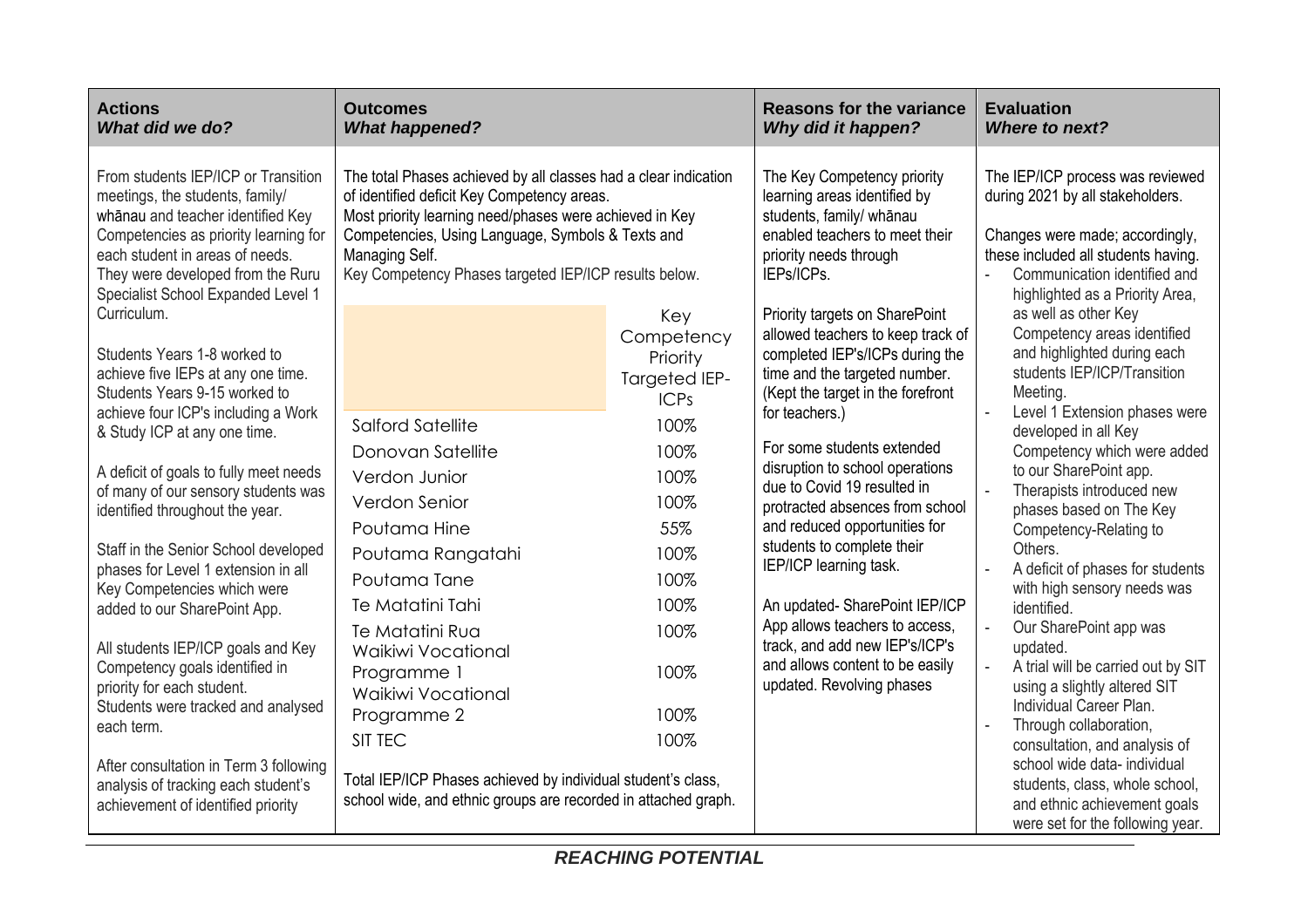| **Actions** *What did we do?* | **Outcomes** *What happened?* | **Reasons for the variance** *Why did it happen?* | **Evaluation** *Where to next?* |
|---|---|---|---|
| From students IEP/ICP or Transition meetings, the students, family/ whānau and teacher identified Key Competencies as priority learning for each student in areas of needs. They were developed from the Ruru Specialist School Expanded Level 1 Curriculum.<br><br>Students Years 1-8 worked to achieve five IEPs at any one time. Students Years 9-15 worked to achieve four ICP's including a Work & Study ICP at any one time.<br><br>A deficit of goals to fully meet needs of many of our sensory students was identified throughout the year.<br><br>Staff in the Senior School developed phases for Level 1 extension in all Key Competencies which were added to our SharePoint App.<br><br>All students IEP/ICP goals and Key Competency goals identified in priority for each student. Students were tracked and analysed each term.<br><br>After consultation in Term 3 following analysis of tracking each student's achievement of identified priority | The total Phases achieved by all classes had a clear indication of identified deficit Key Competency areas.<br>Most priority learning need/phases were achieved in Key Competencies, Using Language, Symbols & Texts and Managing Self.<br>Key Competency Phases targeted IEP/ICP results below.<br><br>**Class — Key Competency Priority Targeted IEP-ICPs**<br>Salford Satellite — 100%<br>Donovan Satellite — 100%<br>Verdon Junior — 100%<br>Verdon Senior — 100%<br>Poutama Hine — 55%<br>Poutama Rangatahi — 100%<br>Poutama Tane — 100%<br>Te Matatini Tahi — 100%<br>Te Matatini Rua — 100%<br>Waikiwi Vocational Programme 1 — 100%<br>Waikiwi Vocational Programme 2 — 100%<br>SIT TEC — 100%<br><br>Total IEP/ICP Phases achieved by individual student's class, school wide, and ethnic groups are recorded in attached graph. | The Key Competency priority learning areas identified by students, family/ whānau enabled teachers to meet their priority needs through IEPs/ICPs.<br><br>Priority targets on SharePoint allowed teachers to keep track of completed IEP's/ICPs during the time and the targeted number. (Kept the target in the forefront for teachers.)<br><br>For some students extended disruption to school operations due to Covid 19 resulted in protracted absences from school and reduced opportunities for students to complete their IEP/ICP learning task.<br><br>An updated- SharePoint IEP/ICP App allows teachers to access, track, and add new IEP's/ICP's and allows content to be easily updated. Revolving phases | The IEP/ICP process was reviewed during 2021 by all stakeholders.<br><br>Changes were made; accordingly, these included all students having.<br>- Communication identified and highlighted as a Priority Area, as well as other Key Competency areas identified and highlighted during each students IEP/ICP/Transition Meeting.<br>- Level 1 Extension phases were developed in all Key Competency which were added to our SharePoint app.<br>- Therapists introduced new phases based on The Key Competency-Relating to Others.<br>- A deficit of phases for students with high sensory needs was identified.<br>- Our SharePoint app was updated.<br>- A trial will be carried out by SIT using a slightly altered SIT Individual Career Plan.<br>- Through collaboration, consultation, and analysis of school wide data- individual students, class, whole school, and ethnic achievement goals were set for the following year. |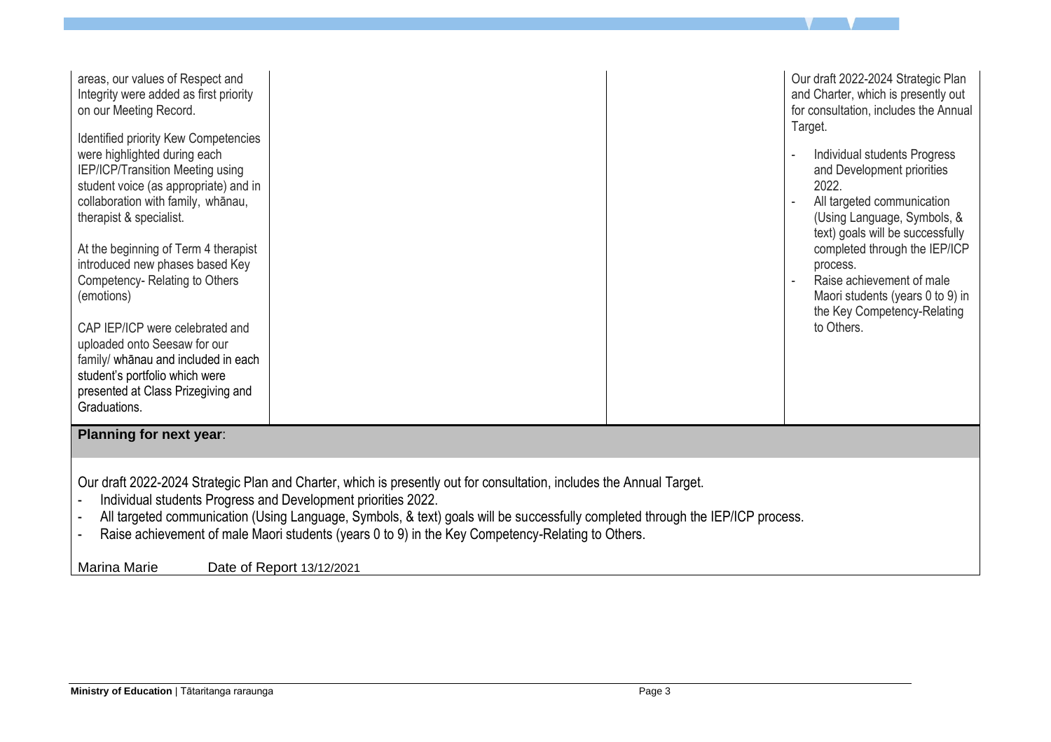| | | | |
|---|---|---|---|
| areas, our values of Respect and Integrity were added as first priority on our Meeting Record.<br><br>Identified priority Kew Competencies were highlighted during each IEP/ICP/Transition Meeting using student voice (as appropriate) and in collaboration with family, whānau, therapist & specialist.<br><br>At the beginning of Term 4 therapist introduced new phases based Key Competency- Relating to Others (emotions)<br><br>CAP IEP/ICP were celebrated and uploaded onto Seesaw for our family/ whānau and included in each student's portfolio which were presented at Class Prizegiving and Graduations. | | | Our draft 2022-2024 Strategic Plan and Charter, which is presently out for consultation, includes the Annual Target.<br><br>- Individual students Progress and Development priorities 2022.<br>- All targeted communication (Using Language, Symbols, & text) goals will be successfully completed through the IEP/ICP process.<br>- Raise achievement of male Maori students (years 0 to 9) in the Key Competency-Relating to Others. |

**Planning for next year**:

Our draft 2022-2024 Strategic Plan and Charter, which is presently out for consultation, includes the Annual Target.

- Individual students Progress and Development priorities 2022.
- All targeted communication (Using Language, Symbols, & text) goals will be successfully completed through the IEP/ICP process.
- Raise achievement of male Maori students (years 0 to 9) in the Key Competency-Relating to Others.

Marina Marie Date of Report 13/12/2021